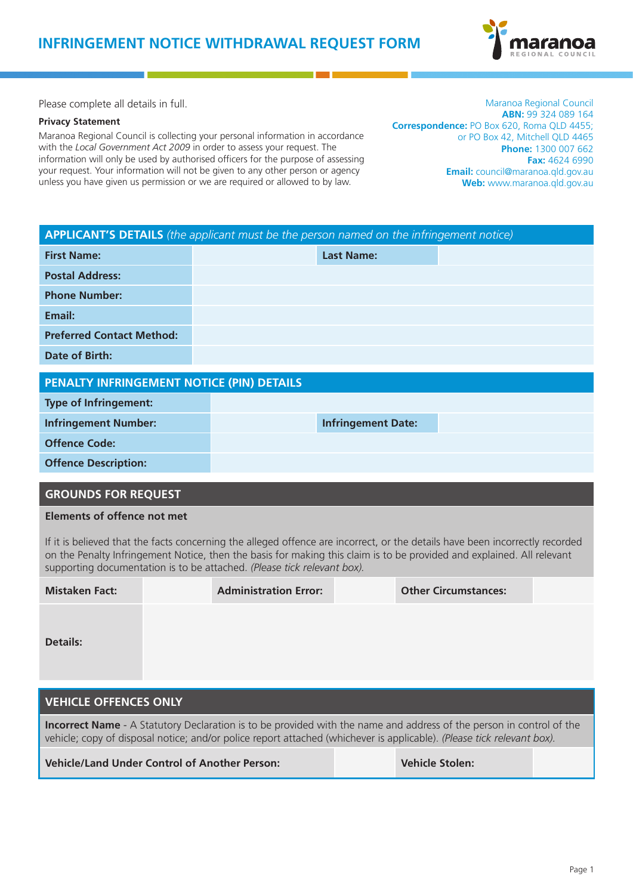# INFRINGEMENT NOTICE WITHDRAWAL REQUEST FORM

Please complete all details in full.

**Privacy Statement**

Maranoa Regional Council is collecting your personal information in accordance with the *Local Government Act 2009* in order to assess your request. The information will only be used by authorised officers for the purpose of assessing your request. Your information will not be given to any other person or agency unless you have given us permission or we are required or allowed to by law.

Maranoa Regional Council
**ABN:** 99 324 089 164
**Correspondence:** PO Box 620, Roma QLD 4455; or PO Box 42, Mitchell QLD 4465
**Phone:** 1300 007 662
**Fax:** 4624 6990
**Email:** council@maranoa.qld.gov.au
**Web:** www.maranoa.qld.gov.au

## APPLICANT'S DETAILS *(the applicant must be the person named on the infringement notice)*

| | | | |
|---|---|---|---|
| **First Name:** | | **Last Name:** | |
| **Postal Address:** | | | |
| **Phone Number:** | | | |
| **Email:** | | | |
| **Preferred Contact Method:** | | | |
| **Date of Birth:** | | | |

## PENALTY INFRINGEMENT NOTICE (PIN) DETAILS

| | | | |
|---|---|---|---|
| **Type of Infringement:** | | | |
| **Infringement Number:** | | **Infringement Date:** | |
| **Offence Code:** | | | |
| **Offence Description:** | | | |

## GROUNDS FOR REQUEST

**Elements of offence not met**

If it is believed that the facts concerning the alleged offence are incorrect, or the details have been incorrectly recorded on the Penalty Infringement Notice, then the basis for making this claim is to be provided and explained. All relevant supporting documentation is to be attached. *(Please tick relevant box).*

| | | | | | |
|---|---|---|---|---|---|
| **Mistaken Fact:** | | **Administration Error:** | | **Other Circumstances:** | |
| **Details:** | | | | | |

## VEHICLE OFFENCES ONLY

**Incorrect Name** - A Statutory Declaration is to be provided with the name and address of the person in control of the vehicle; copy of disposal notice; and/or police report attached (whichever is applicable). *(Please tick relevant box).*

| | | | |
|---|---|---|---|
| **Vehicle/Land Under Control of Another Person:** | | **Vehicle Stolen:** | |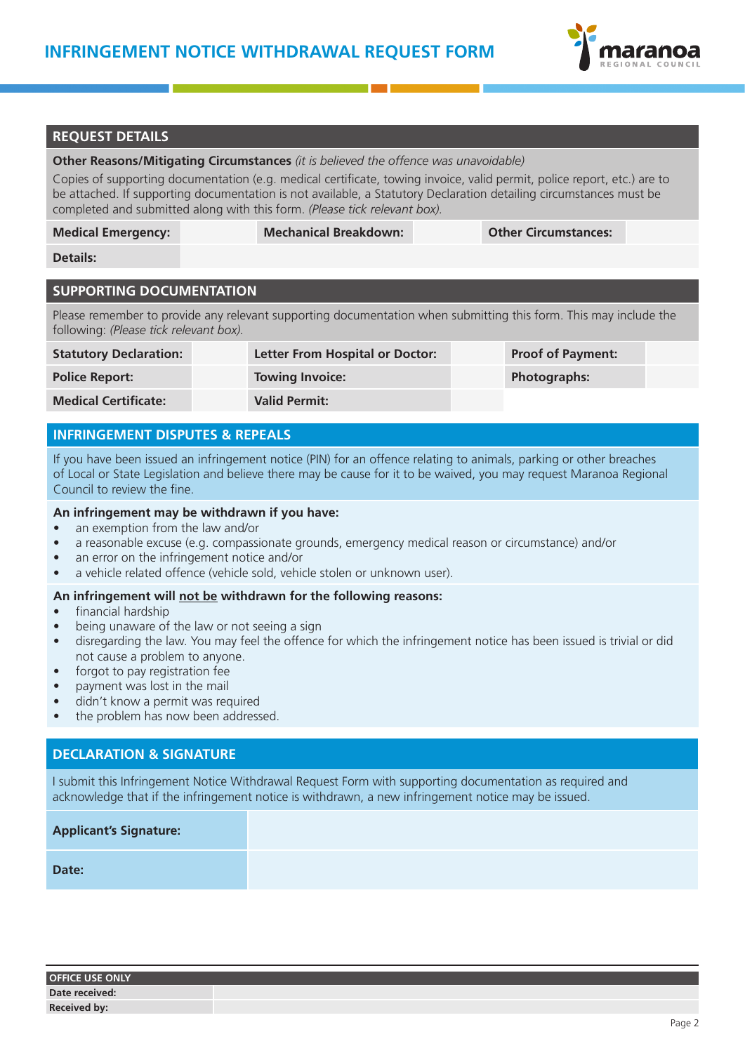# INFRINGEMENT NOTICE WITHDRAWAL REQUEST FORM

## REQUEST DETAILS

**Other Reasons/Mitigating Circumstances** *(it is believed the offence was unavoidable)*

Copies of supporting documentation (e.g. medical certificate, towing invoice, valid permit, police report, etc.) are to be attached. If supporting documentation is not available, a Statutory Declaration detailing circumstances must be completed and submitted along with this form. *(Please tick relevant box).*

| | | | | | |
|---|---|---|---|---|---|
| **Medical Emergency:** | | **Mechanical Breakdown:** | | **Other Circumstances:** | |
| **Details:** | | | | | |

## SUPPORTING DOCUMENTATION

Please remember to provide any relevant supporting documentation when submitting this form. This may include the following: *(Please tick relevant box).*

| | | | | | |
|---|---|---|---|---|---|
| **Statutory Declaration:** | | **Letter From Hospital or Doctor:** | | **Proof of Payment:** | |
| **Police Report:** | | **Towing Invoice:** | | **Photographs:** | |
| **Medical Certificate:** | | **Valid Permit:** | | | |

## INFRINGEMENT DISPUTES & REPEALS

If you have been issued an infringement notice (PIN) for an offence relating to animals, parking or other breaches of Local or State Legislation and believe there may be cause for it to be waived, you may request Maranoa Regional Council to review the fine.

**An infringement may be withdrawn if you have:**

- an exemption from the law and/or
- a reasonable excuse (e.g. compassionate grounds, emergency medical reason or circumstance) and/or
- an error on the infringement notice and/or
- a vehicle related offence (vehicle sold, vehicle stolen or unknown user).

**An infringement will <u>not be</u> withdrawn for the following reasons:**

- financial hardship
- being unaware of the law or not seeing a sign
- disregarding the law. You may feel the offence for which the infringement notice has been issued is trivial or did not cause a problem to anyone.
- forgot to pay registration fee
- payment was lost in the mail
- didn't know a permit was required
- the problem has now been addressed.

## DECLARATION & SIGNATURE

I submit this Infringement Notice Withdrawal Request Form with supporting documentation as required and acknowledge that if the infringement notice is withdrawn, a new infringement notice may be issued.

| | |
|---|---|
| **Applicant's Signature:** | |
| **Date:** | |

| OFFICE USE ONLY | |
|---|---|
| **Date received:** | |
| **Received by:** | |